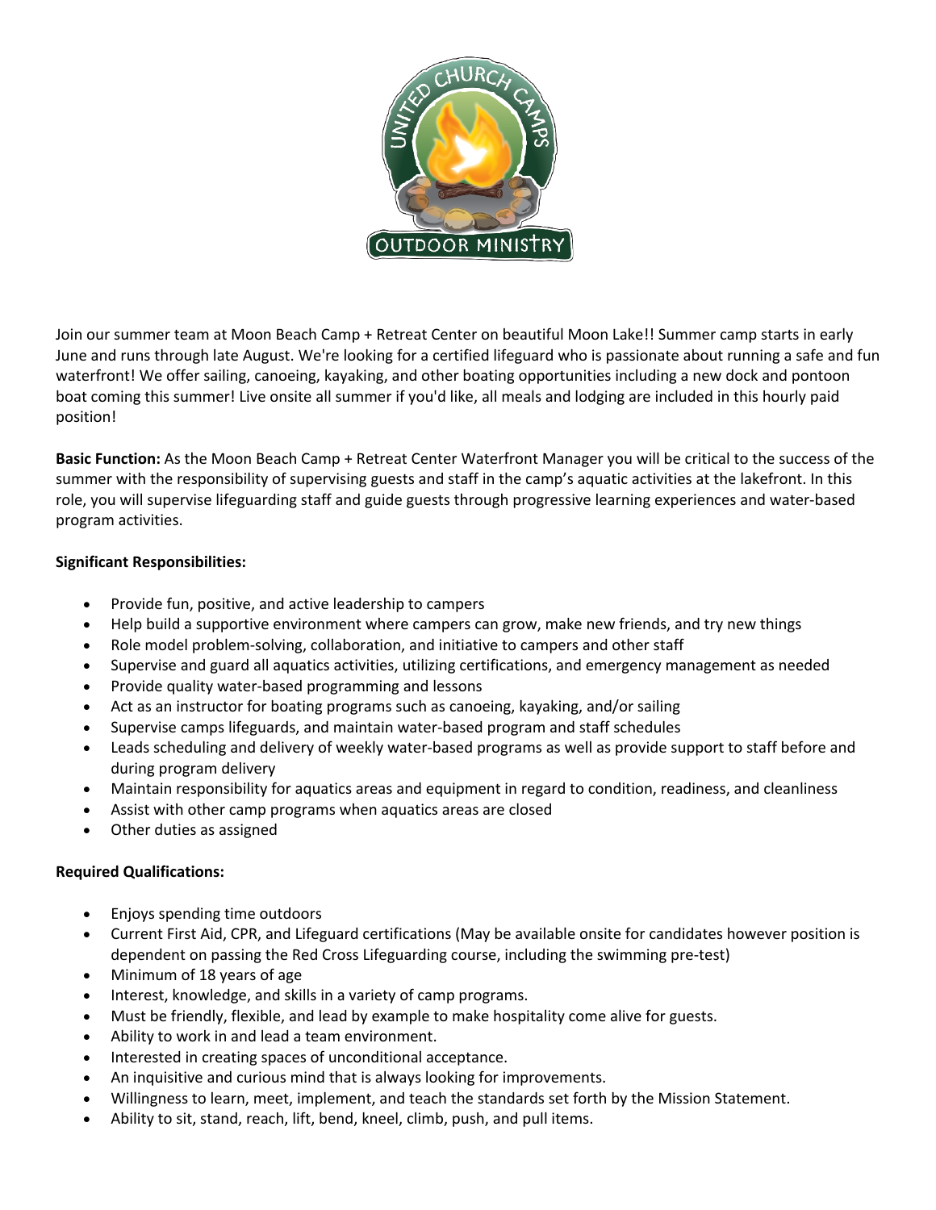Join our summer team at Moon Beach Camp + Retreat Center on beautiful Moon Lake!! Summer camp starts in early June and runs through late August. We're looking for a certified lifeguard who is passionate about running a safe and fun waterfront! We offer sailing, canoeing, kayaking, and other boating opportunities including a new dock and pontoon boat coming this summer! Live onsite all summer if you'd like, all meals and lodging are included in this hourly paid position!

**Basic Function:** As the Moon Beach Camp + Retreat Center Waterfront Manager you will be critical to the success of the summer with the responsibility of supervising guests and staff in the camp's aquatic activities at the lakefront. In this role, you will supervise lifeguarding staff and guide guests through progressive learning experiences and water-based program activities.

**Significant Responsibilities:**

- Provide fun, positive, and active leadership to campers
- Help build a supportive environment where campers can grow, make new friends, and try new things
- Role model problem-solving, collaboration, and initiative to campers and other staff
- Supervise and guard all aquatics activities, utilizing certifications, and emergency management as needed
- Provide quality water-based programming and lessons
- Act as an instructor for boating programs such as canoeing, kayaking, and/or sailing
- Supervise camps lifeguards, and maintain water-based program and staff schedules
- Leads scheduling and delivery of weekly water-based programs as well as provide support to staff before and during program delivery
- Maintain responsibility for aquatics areas and equipment in regard to condition, readiness, and cleanliness
- Assist with other camp programs when aquatics areas are closed
- Other duties as assigned

**Required Qualifications:**

- Enjoys spending time outdoors
- Current First Aid, CPR, and Lifeguard certifications (May be available onsite for candidates however position is dependent on passing the Red Cross Lifeguarding course, including the swimming pre-test)
- Minimum of 18 years of age
- Interest, knowledge, and skills in a variety of camp programs.
- Must be friendly, flexible, and lead by example to make hospitality come alive for guests.
- Ability to work in and lead a team environment.
- Interested in creating spaces of unconditional acceptance.
- An inquisitive and curious mind that is always looking for improvements.
- Willingness to learn, meet, implement, and teach the standards set forth by the Mission Statement.
- Ability to sit, stand, reach, lift, bend, kneel, climb, push, and pull items.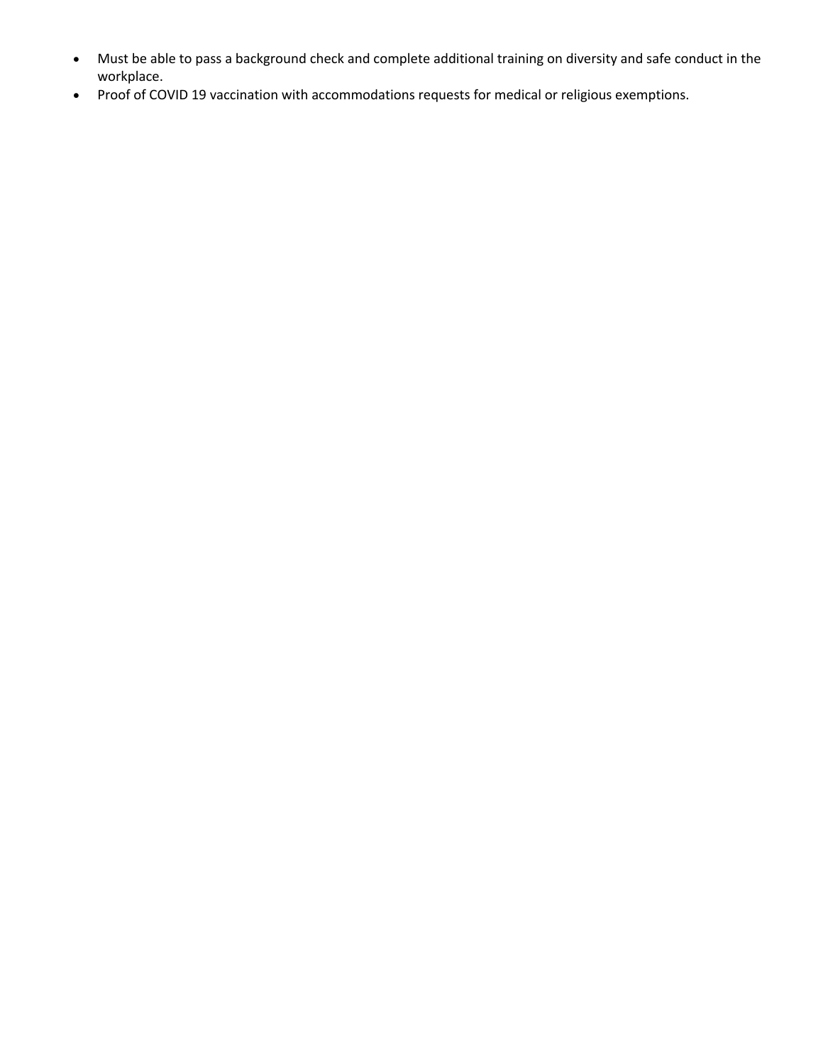- Must be able to pass a background check and complete additional training on diversity and safe conduct in the workplace.
- Proof of COVID 19 vaccination with accommodations requests for medical or religious exemptions.